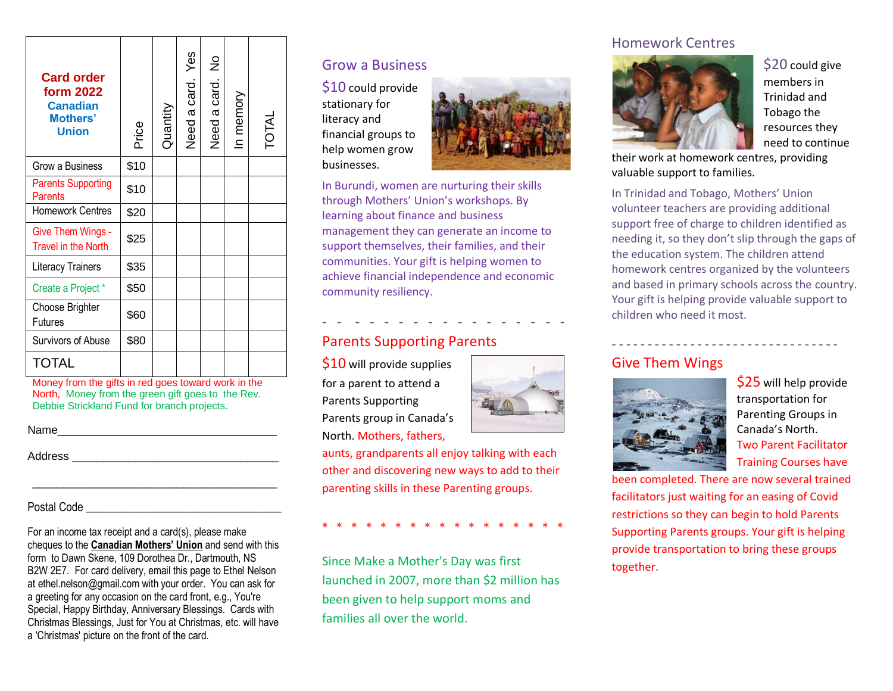| **Card order form 2022 Canadian Mothers' Union** | Price | Quantity | Need a card. Yes | Need a card. No | In memory | TOTAL |
|---|---|---|---|---|---|---|
| Grow a Business | $10 | | | | | |
| Parents Supporting Parents | $10 | | | | | |
| Homework Centres | $20 | | | | | |
| Give Them Wings - Travel in the North | $25 | | | | | |
| Literacy Trainers | $35 | | | | | |
| Create a Project * | $50 | | | | | |
| Choose Brighter Futures | $60 | | | | | |
| Survivors of Abuse | $80 | | | | | |
| TOTAL | | | | | | |

Money from the gifts in red goes toward work in the North, Money from the green gift goes to the Rev. Debbie Strickland Fund for branch projects.

Name___________________________________

Address ________________________________

_______________________________________

Postal Code ______________________________

For an income tax receipt and a card(s), please make cheques to the **Canadian Mothers' Union** and send with this form to Dawn Skene, 109 Dorothea Dr., Dartmouth, NS B2W 2E7. For card delivery, email this page to Ethel Nelson at ethel.nelson@gmail.com with your order. You can ask for a greeting for any occasion on the card front, e.g., You're Special, Happy Birthday, Anniversary Blessings. Cards with Christmas Blessings, Just for You at Christmas, etc. will have a 'Christmas' picture on the front of the card.

## Grow a Business

$10 could provide stationary for literacy and financial groups to help women grow businesses.

In Burundi, women are nurturing their skills through Mothers' Union's workshops. By learning about finance and business management they can generate an income to support themselves, their families, and their communities. Your gift is helping women to achieve financial independence and economic community resiliency.

- - - - - - - - - - - - - - - - -

## Parents Supporting Parents

$10 will provide supplies for a parent to attend a Parents Supporting Parents group in Canada's North. Mothers, fathers, aunts, grandparents all enjoy talking with each other and discovering new ways to add to their parenting skills in these Parenting groups.

* * * * * * * * * * * * * * * * *

Since Make a Mother's Day was first launched in 2007, more than $2 million has been given to help support moms and families all over the world.

## Homework Centres

$20 could give members in Trinidad and Tobago the resources they need to continue their work at homework centres, providing valuable support to families.

In Trinidad and Tobago, Mothers' Union volunteer teachers are providing additional support free of charge to children identified as needing it, so they don't slip through the gaps of the education system. The children attend homework centres organized by the volunteers and based in primary schools across the country. Your gift is helping provide valuable support to children who need it most.

- - - - - - - - - - - - - - - - - - - - - - - - - - - - - -

## Give Them Wings

$25 will help provide transportation for Parenting Groups in Canada's North. Two Parent Facilitator Training Courses have been completed. There are now several trained facilitators just waiting for an easing of Covid restrictions so they can begin to hold Parents Supporting Parents groups. Your gift is helping provide transportation to bring these groups together.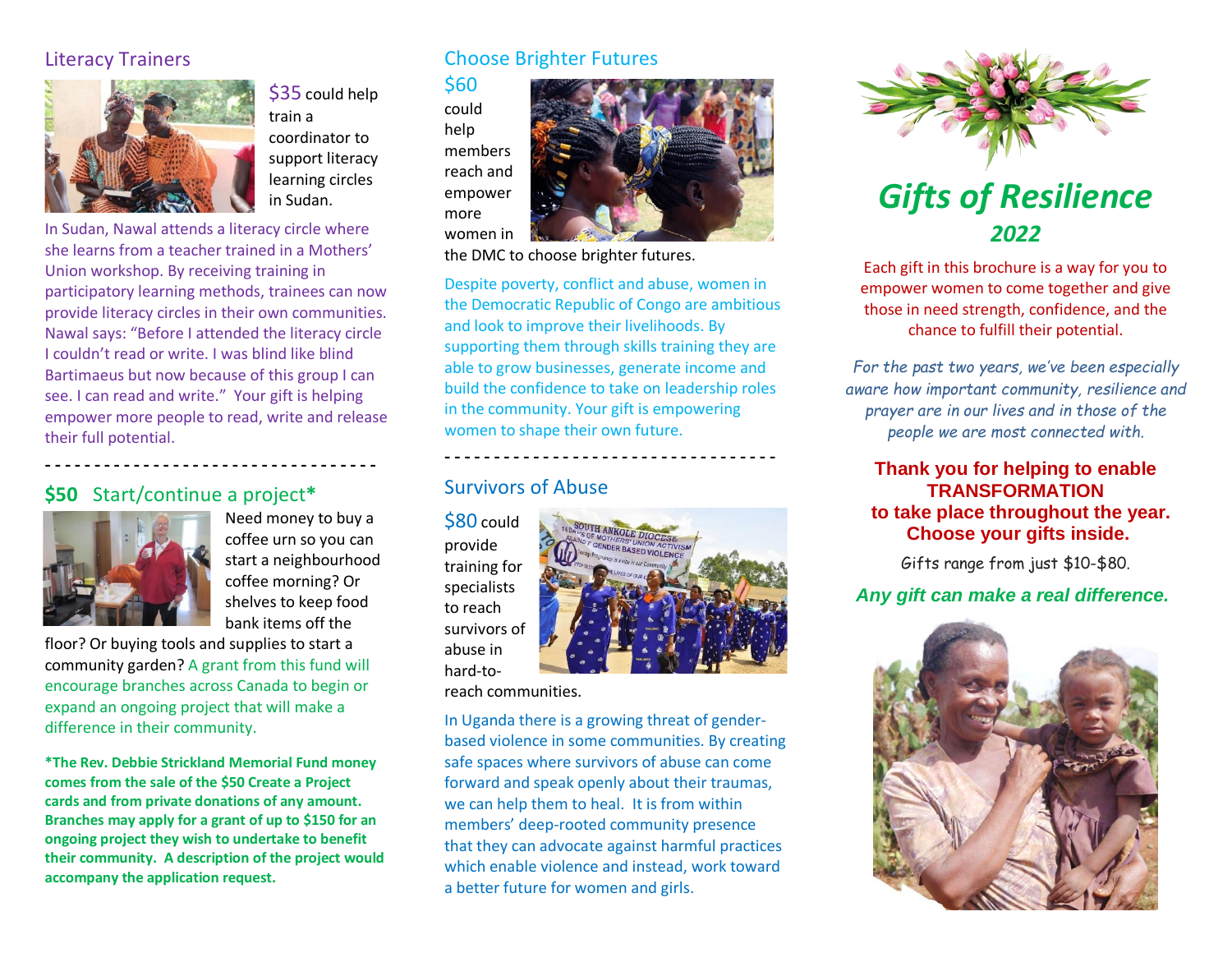## Literacy Trainers

$35 could help train a coordinator to support literacy learning circles in Sudan.

In Sudan, Nawal attends a literacy circle where she learns from a teacher trained in a Mothers' Union workshop. By receiving training in participatory learning methods, trainees can now provide literacy circles in their own communities. Nawal says: "Before I attended the literacy circle I couldn't read or write. I was blind like blind Bartimaeus but now because of this group I can see. I can read and write." Your gift is helping empower more people to read, write and release their full potential.

- - - - - - - - - - - - - - - - - - - - - - - - - - - - - - - - - -

## **$50** Start/continue a project*

Need money to buy a coffee urn so you can start a neighbourhood coffee morning? Or shelves to keep food bank items off the floor? Or buying tools and supplies to start a community garden? A grant from this fund will encourage branches across Canada to begin or expand an ongoing project that will make a difference in their community.

**\*The Rev. Debbie Strickland Memorial Fund money comes from the sale of the $50 Create a Project cards and from private donations of any amount. Branches may apply for a grant of up to $150 for an ongoing project they wish to undertake to benefit their community. A description of the project would accompany the application request.**

## Choose Brighter Futures

$60 could help members reach and empower more women in the DMC to choose brighter futures.

Despite poverty, conflict and abuse, women in the Democratic Republic of Congo are ambitious and look to improve their livelihoods. By supporting them through skills training they are able to grow businesses, generate income and build the confidence to take on leadership roles in the community. Your gift is empowering women to shape their own future.

- - - - - - - - - - - - - - - - - - - - - - - - - - - - - - - - - -

## Survivors of Abuse

$80 could provide training for specialists to reach survivors of abuse in hard-to-reach communities.

In Uganda there is a growing threat of gender-based violence in some communities. By creating safe spaces where survivors of abuse can come forward and speak openly about their traumas, we can help them to heal. It is from within members' deep-rooted community presence that they can advocate against harmful practices which enable violence and instead, work toward a better future for women and girls.

# *Gifts of Resilience*
## *2022*

Each gift in this brochure is a way for you to empower women to come together and give those in need strength, confidence, and the chance to fulfill their potential.

*For the past two years, we've been especially aware how important community, resilience and prayer are in our lives and in those of the people we are most connected with.*

**Thank you for helping to enable TRANSFORMATION to take place throughout the year. Choose your gifts inside.**

Gifts range from just $10-$80.

***Any gift can make a real difference.***